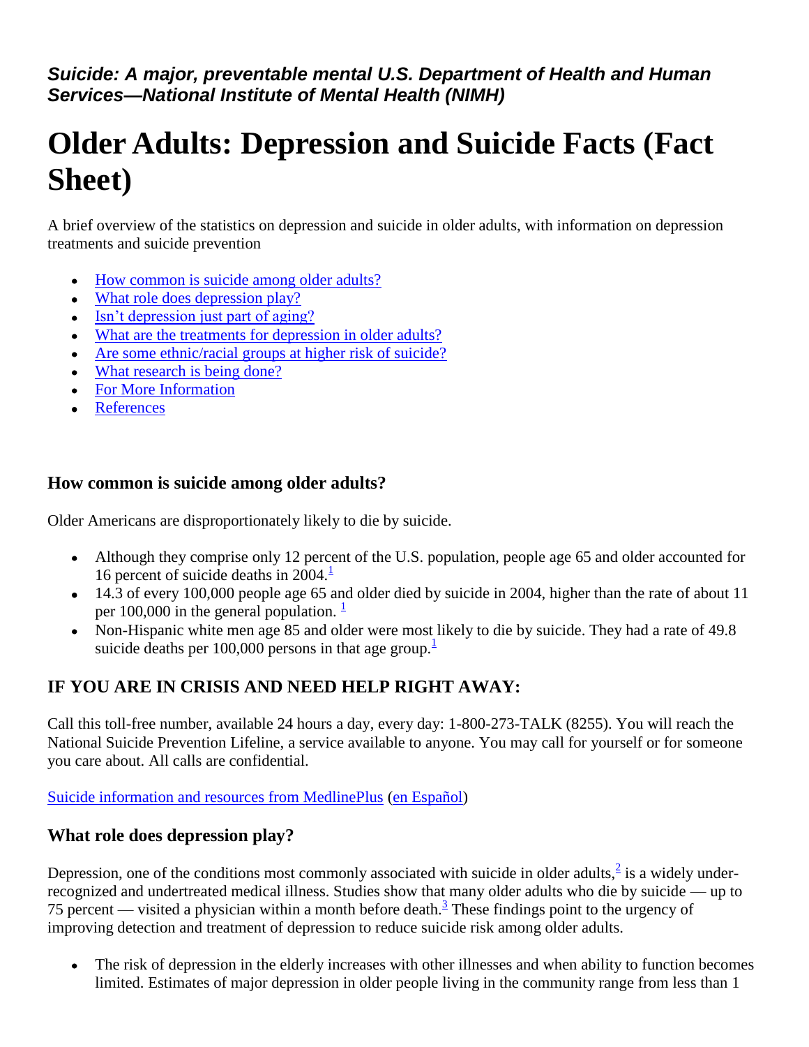*Suicide: A major, preventable mental U.S. Department of Health and Human Services—National Institute of Mental Health (NIMH)*

# Older Adults: Depression and Suicide Facts (Fact Sheet)

A brief overview of the statistics on depression and suicide in older adults, with information on depression treatments and suicide prevention

- How common is suicide among older adults?
- What role does depression play?
- Isn't depression just part of aging?
- What are the treatments for depression in older adults?
- Are some ethnic/racial groups at higher risk of suicide?
- What research is being done?
- For More Information
- References

### How common is suicide among older adults?

Older Americans are disproportionately likely to die by suicide.

- Although they comprise only 12 percent of the U.S. population, people age 65 and older accounted for 16 percent of suicide deaths in 2004.[1]
- 14.3 of every 100,000 people age 65 and older died by suicide in 2004, higher than the rate of about 11 per 100,000 in the general population. [1]
- Non-Hispanic white men age 85 and older were most likely to die by suicide. They had a rate of 49.8 suicide deaths per 100,000 persons in that age group.[1]

## IF YOU ARE IN CRISIS AND NEED HELP RIGHT AWAY:

Call this toll-free number, available 24 hours a day, every day: 1-800-273-TALK (8255). You will reach the National Suicide Prevention Lifeline, a service available to anyone. You may call for yourself or for someone you care about. All calls are confidential.

Suicide information and resources from MedlinePlus (en Español)

### What role does depression play?

Depression, one of the conditions most commonly associated with suicide in older adults,[2] is a widely under-recognized and undertreated medical illness. Studies show that many older adults who die by suicide — up to 75 percent — visited a physician within a month before death.[3] These findings point to the urgency of improving detection and treatment of depression to reduce suicide risk among older adults.

- The risk of depression in the elderly increases with other illnesses and when ability to function becomes limited. Estimates of major depression in older people living in the community range from less than 1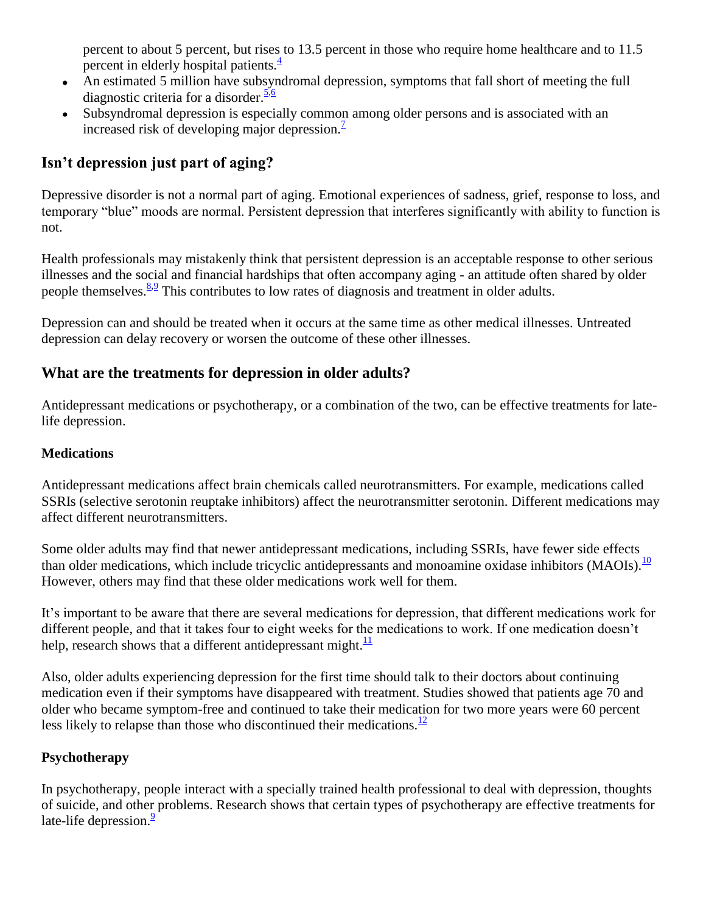percent to about 5 percent, but rises to 13.5 percent in those who require home healthcare and to 11.5 percent in elderly hospital patients.[4]

- An estimated 5 million have subsyndromal depression, symptoms that fall short of meeting the full diagnostic criteria for a disorder.[5,6]
- Subsyndromal depression is especially common among older persons and is associated with an increased risk of developing major depression.[7]

## Isn't depression just part of aging?

Depressive disorder is not a normal part of aging. Emotional experiences of sadness, grief, response to loss, and temporary "blue" moods are normal. Persistent depression that interferes significantly with ability to function is not.

Health professionals may mistakenly think that persistent depression is an acceptable response to other serious illnesses and the social and financial hardships that often accompany aging - an attitude often shared by older people themselves.[8,9] This contributes to low rates of diagnosis and treatment in older adults.

Depression can and should be treated when it occurs at the same time as other medical illnesses. Untreated depression can delay recovery or worsen the outcome of these other illnesses.

## What are the treatments for depression in older adults?

Antidepressant medications or psychotherapy, or a combination of the two, can be effective treatments for late-life depression.

### Medications

Antidepressant medications affect brain chemicals called neurotransmitters. For example, medications called SSRIs (selective serotonin reuptake inhibitors) affect the neurotransmitter serotonin. Different medications may affect different neurotransmitters.

Some older adults may find that newer antidepressant medications, including SSRIs, have fewer side effects than older medications, which include tricyclic antidepressants and monoamine oxidase inhibitors (MAOIs).[10] However, others may find that these older medications work well for them.

It's important to be aware that there are several medications for depression, that different medications work for different people, and that it takes four to eight weeks for the medications to work. If one medication doesn't help, research shows that a different antidepressant might.[11]

Also, older adults experiencing depression for the first time should talk to their doctors about continuing medication even if their symptoms have disappeared with treatment. Studies showed that patients age 70 and older who became symptom-free and continued to take their medication for two more years were 60 percent less likely to relapse than those who discontinued their medications.[12]

### Psychotherapy

In psychotherapy, people interact with a specially trained health professional to deal with depression, thoughts of suicide, and other problems. Research shows that certain types of psychotherapy are effective treatments for late-life depression.[9]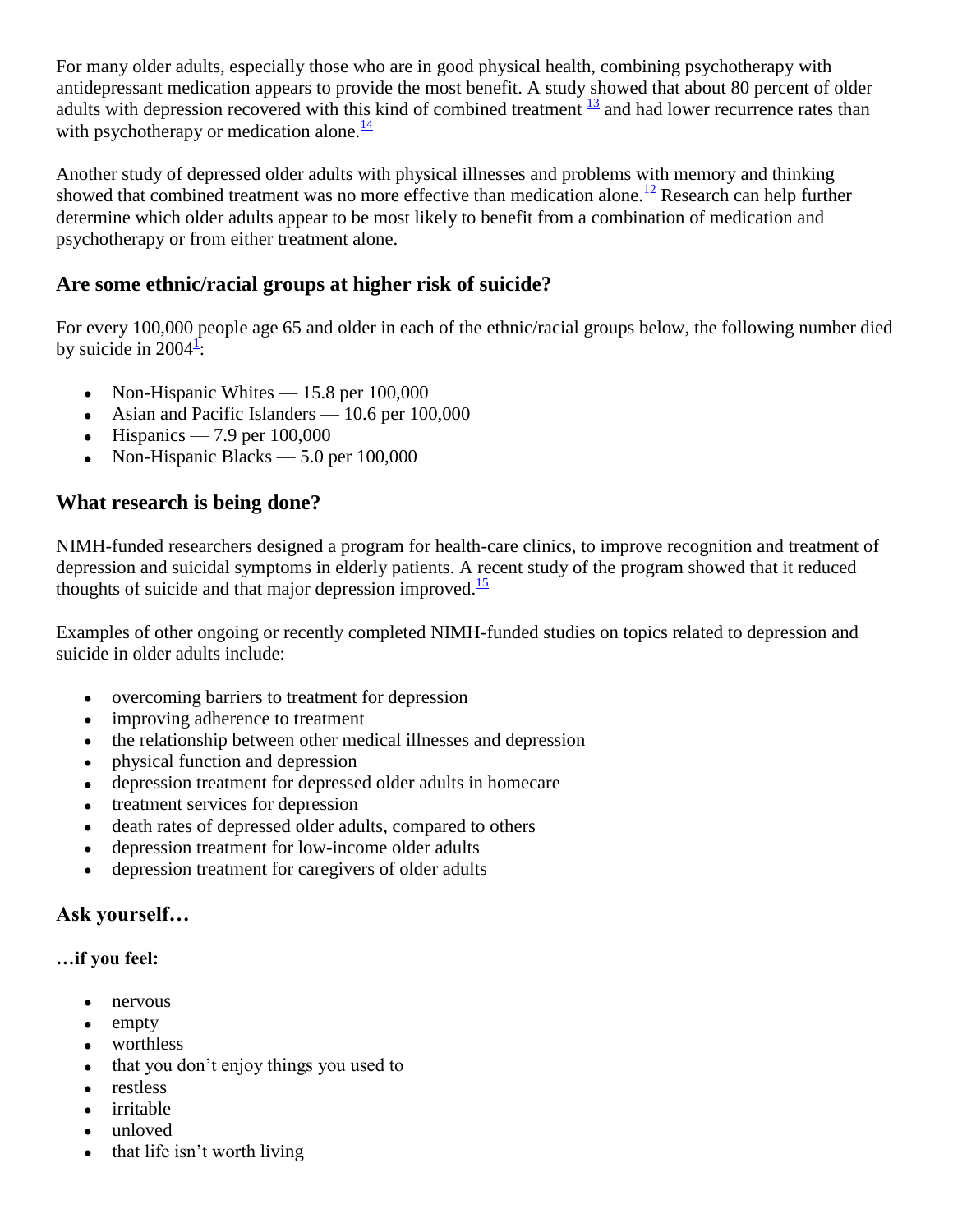For many older adults, especially those who are in good physical health, combining psychotherapy with antidepressant medication appears to provide the most benefit. A study showed that about 80 percent of older adults with depression recovered with this kind of combined treatment [13] and had lower recurrence rates than with psychotherapy or medication alone.[14]

Another study of depressed older adults with physical illnesses and problems with memory and thinking showed that combined treatment was no more effective than medication alone.[12] Research can help further determine which older adults appear to be most likely to benefit from a combination of medication and psychotherapy or from either treatment alone.

## Are some ethnic/racial groups at higher risk of suicide?

For every 100,000 people age 65 and older in each of the ethnic/racial groups below, the following number died by suicide in 2004[1]:

- Non-Hispanic Whites — 15.8 per 100,000
- Asian and Pacific Islanders — 10.6 per 100,000
- Hispanics — 7.9 per 100,000
- Non-Hispanic Blacks — 5.0 per 100,000

## What research is being done?

NIMH-funded researchers designed a program for health-care clinics, to improve recognition and treatment of depression and suicidal symptoms in elderly patients. A recent study of the program showed that it reduced thoughts of suicide and that major depression improved.[15]

Examples of other ongoing or recently completed NIMH-funded studies on topics related to depression and suicide in older adults include:

- overcoming barriers to treatment for depression
- improving adherence to treatment
- the relationship between other medical illnesses and depression
- physical function and depression
- depression treatment for depressed older adults in homecare
- treatment services for depression
- death rates of depressed older adults, compared to others
- depression treatment for low-income older adults
- depression treatment for caregivers of older adults

## Ask yourself…

### …if you feel:

- nervous
- empty
- worthless
- that you don't enjoy things you used to
- restless
- irritable
- unloved
- that life isn't worth living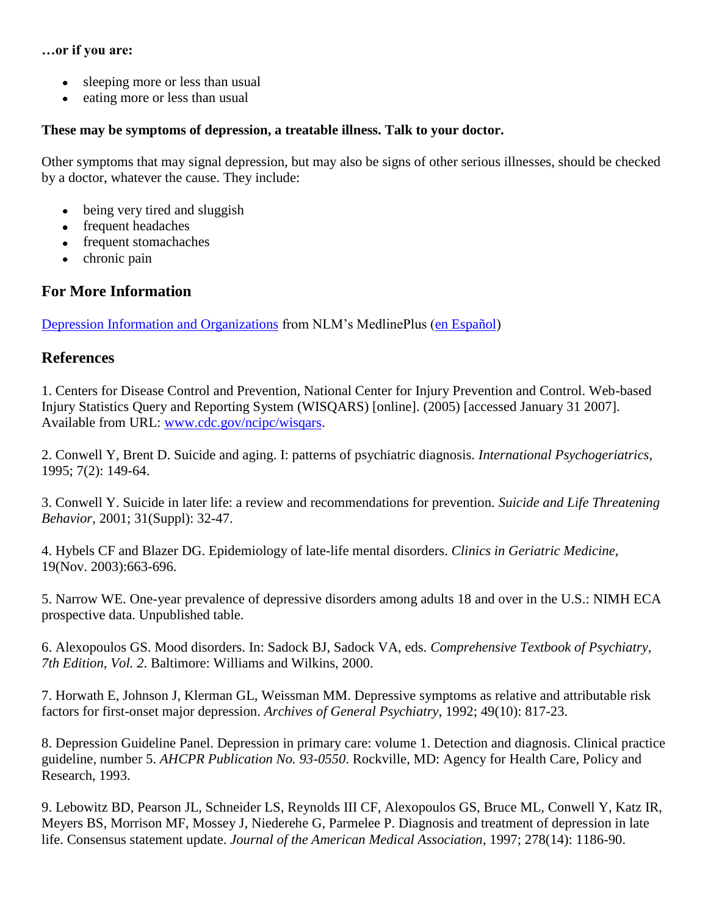**…or if you are:**

- sleeping more or less than usual
- eating more or less than usual

**These may be symptoms of depression, a treatable illness. Talk to your doctor.**

Other symptoms that may signal depression, but may also be signs of other serious illnesses, should be checked by a doctor, whatever the cause. They include:

- being very tired and sluggish
- frequent headaches
- frequent stomachaches
- chronic pain

## For More Information

Depression Information and Organizations from NLM's MedlinePlus (en Español)

## References

1. Centers for Disease Control and Prevention, National Center for Injury Prevention and Control. Web-based Injury Statistics Query and Reporting System (WISQARS) [online]. (2005) [accessed January 31 2007]. Available from URL: www.cdc.gov/ncipc/wisqars.

2. Conwell Y, Brent D. Suicide and aging. I: patterns of psychiatric diagnosis. *International Psychogeriatrics*, 1995; 7(2): 149-64.

3. Conwell Y. Suicide in later life: a review and recommendations for prevention. *Suicide and Life Threatening Behavior*, 2001; 31(Suppl): 32-47.

4. Hybels CF and Blazer DG. Epidemiology of late-life mental disorders. *Clinics in Geriatric Medicine*, 19(Nov. 2003):663-696.

5. Narrow WE. One-year prevalence of depressive disorders among adults 18 and over in the U.S.: NIMH ECA prospective data. Unpublished table.

6. Alexopoulos GS. Mood disorders. In: Sadock BJ, Sadock VA, eds. *Comprehensive Textbook of Psychiatry, 7th Edition, Vol. 2*. Baltimore: Williams and Wilkins, 2000.

7. Horwath E, Johnson J, Klerman GL, Weissman MM. Depressive symptoms as relative and attributable risk factors for first-onset major depression. *Archives of General Psychiatry*, 1992; 49(10): 817-23.

8. Depression Guideline Panel. Depression in primary care: volume 1. Detection and diagnosis. Clinical practice guideline, number 5. *AHCPR Publication No. 93-0550*. Rockville, MD: Agency for Health Care, Policy and Research, 1993.

9. Lebowitz BD, Pearson JL, Schneider LS, Reynolds III CF, Alexopoulos GS, Bruce ML, Conwell Y, Katz IR, Meyers BS, Morrison MF, Mossey J, Niederehe G, Parmelee P. Diagnosis and treatment of depression in late life. Consensus statement update. *Journal of the American Medical Association*, 1997; 278(14): 1186-90.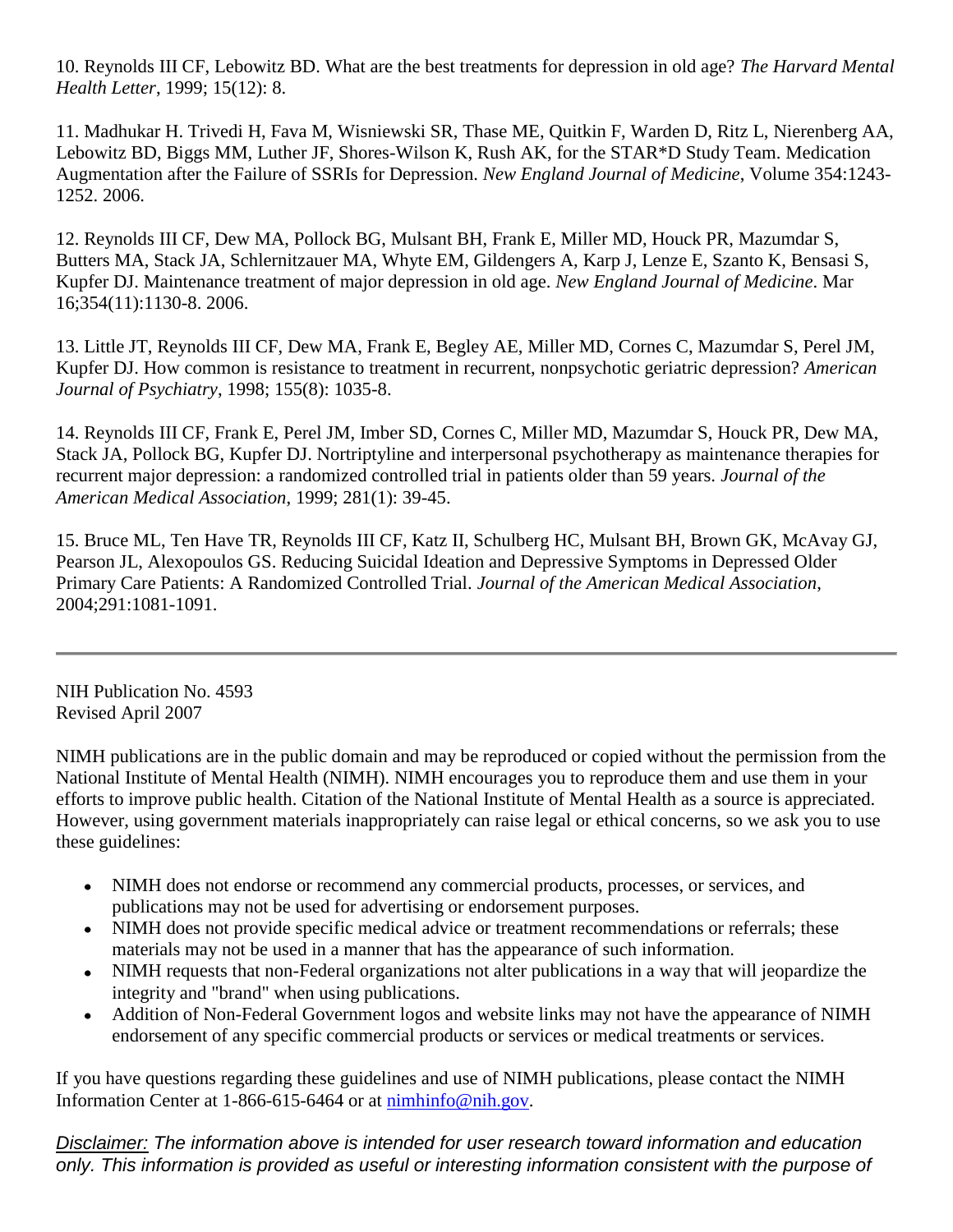10. Reynolds III CF, Lebowitz BD. What are the best treatments for depression in old age? *The Harvard Mental Health Letter*, 1999; 15(12): 8.

11. Madhukar H. Trivedi H, Fava M, Wisniewski SR, Thase ME, Quitkin F, Warden D, Ritz L, Nierenberg AA, Lebowitz BD, Biggs MM, Luther JF, Shores-Wilson K, Rush AK, for the STAR*D Study Team. Medication Augmentation after the Failure of SSRIs for Depression. *New England Journal of Medicine*, Volume 354:1243-1252. 2006.

12. Reynolds III CF, Dew MA, Pollock BG, Mulsant BH, Frank E, Miller MD, Houck PR, Mazumdar S, Butters MA, Stack JA, Schlernitzauer MA, Whyte EM, Gildengers A, Karp J, Lenze E, Szanto K, Bensasi S, Kupfer DJ. Maintenance treatment of major depression in old age. *New England Journal of Medicine*. Mar 16;354(11):1130-8. 2006.

13. Little JT, Reynolds III CF, Dew MA, Frank E, Begley AE, Miller MD, Cornes C, Mazumdar S, Perel JM, Kupfer DJ. How common is resistance to treatment in recurrent, nonpsychotic geriatric depression? *American Journal of Psychiatry*, 1998; 155(8): 1035-8.

14. Reynolds III CF, Frank E, Perel JM, Imber SD, Cornes C, Miller MD, Mazumdar S, Houck PR, Dew MA, Stack JA, Pollock BG, Kupfer DJ. Nortriptyline and interpersonal psychotherapy as maintenance therapies for recurrent major depression: a randomized controlled trial in patients older than 59 years. *Journal of the American Medical Association*, 1999; 281(1): 39-45.

15. Bruce ML, Ten Have TR, Reynolds III CF, Katz II, Schulberg HC, Mulsant BH, Brown GK, McAvay GJ, Pearson JL, Alexopoulos GS. Reducing Suicidal Ideation and Depressive Symptoms in Depressed Older Primary Care Patients: A Randomized Controlled Trial. *Journal of the American Medical Association*, 2004;291:1081-1091.

---

NIH Publication No. 4593
Revised April 2007

NIMH publications are in the public domain and may be reproduced or copied without the permission from the National Institute of Mental Health (NIMH). NIMH encourages you to reproduce them and use them in your efforts to improve public health. Citation of the National Institute of Mental Health as a source is appreciated. However, using government materials inappropriately can raise legal or ethical concerns, so we ask you to use these guidelines:

- NIMH does not endorse or recommend any commercial products, processes, or services, and publications may not be used for advertising or endorsement purposes.
- NIMH does not provide specific medical advice or treatment recommendations or referrals; these materials may not be used in a manner that has the appearance of such information.
- NIMH requests that non-Federal organizations not alter publications in a way that will jeopardize the integrity and "brand" when using publications.
- Addition of Non-Federal Government logos and website links may not have the appearance of NIMH endorsement of any specific commercial products or services or medical treatments or services.

If you have questions regarding these guidelines and use of NIMH publications, please contact the NIMH Information Center at 1-866-615-6464 or at nimhinfo@nih.gov.

*Disclaimer: The information above is intended for user research toward information and education only. This information is provided as useful or interesting information consistent with the purpose of*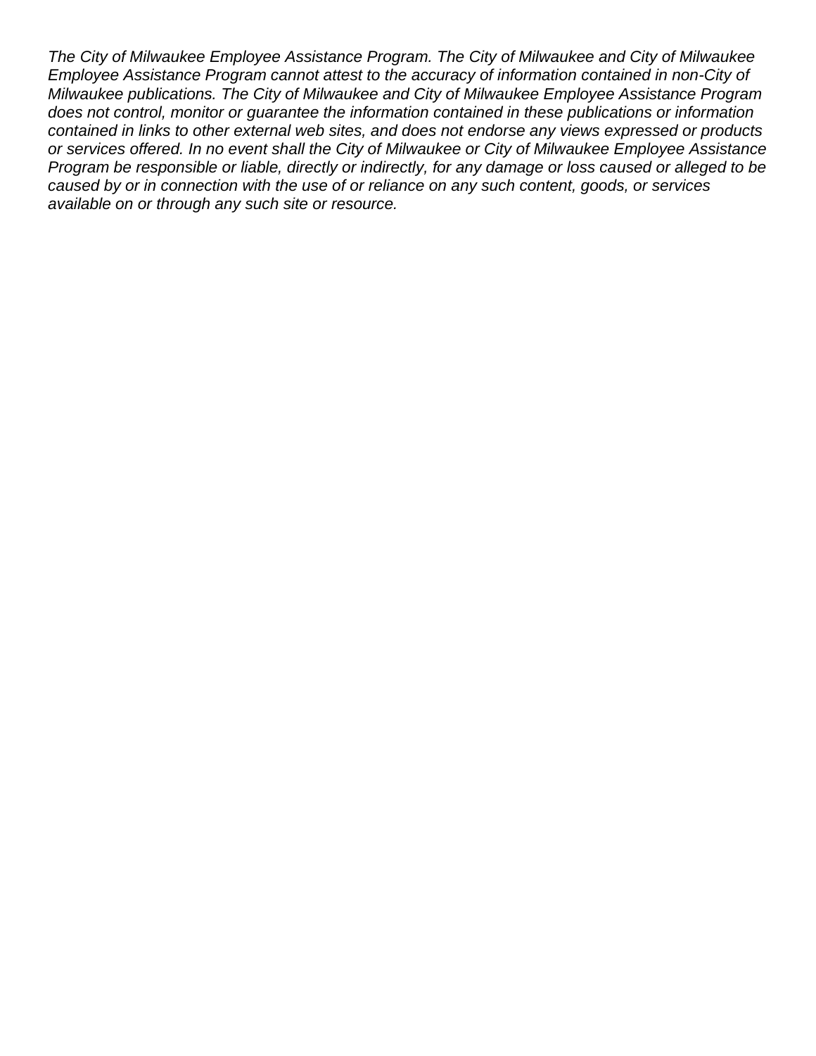*The City of Milwaukee Employee Assistance Program. The City of Milwaukee and City of Milwaukee Employee Assistance Program cannot attest to the accuracy of information contained in non-City of Milwaukee publications. The City of Milwaukee and City of Milwaukee Employee Assistance Program does not control, monitor or guarantee the information contained in these publications or information contained in links to other external web sites, and does not endorse any views expressed or products or services offered. In no event shall the City of Milwaukee or City of Milwaukee Employee Assistance Program be responsible or liable, directly or indirectly, for any damage or loss caused or alleged to be caused by or in connection with the use of or reliance on any such content, goods, or services available on or through any such site or resource.*